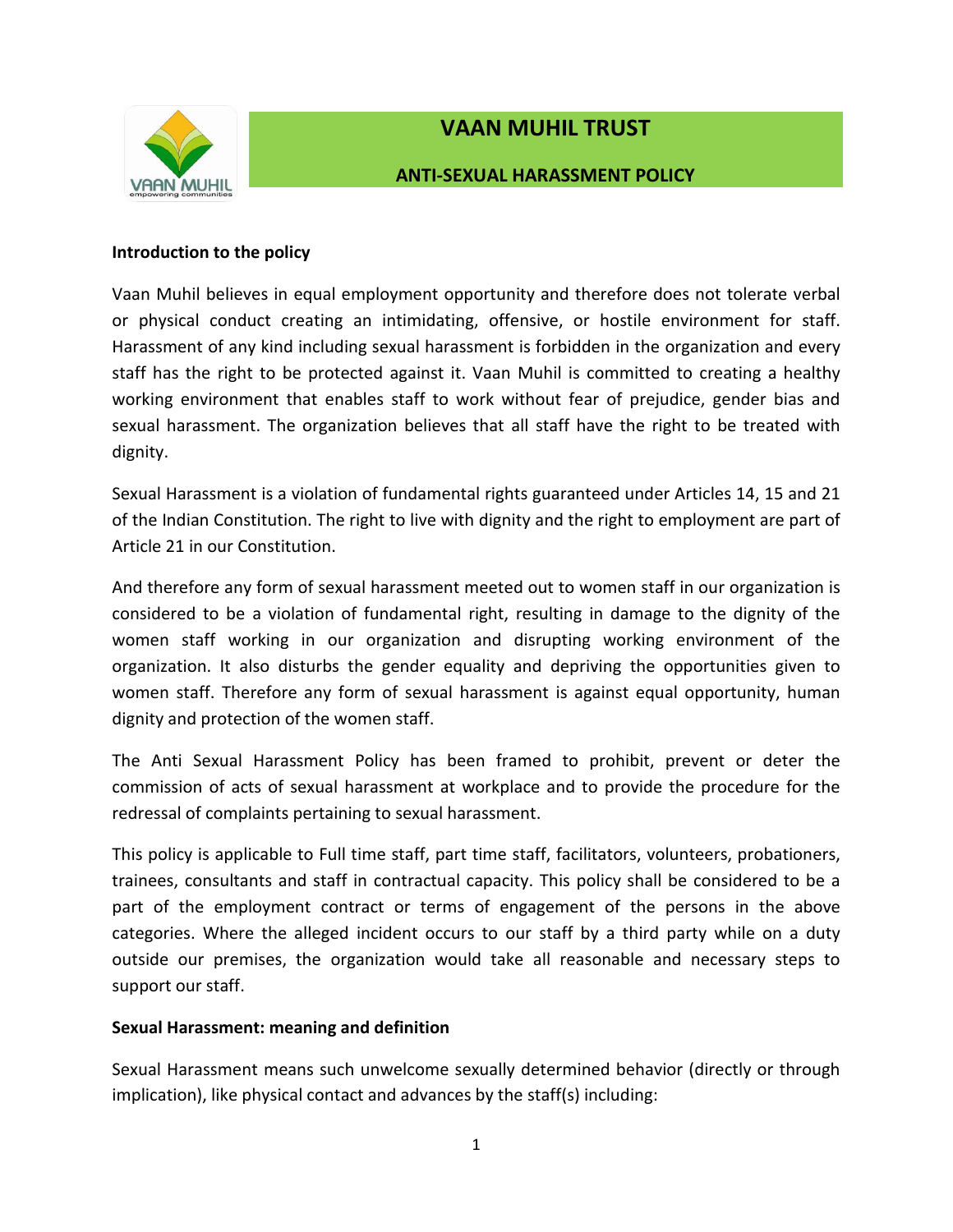# VAAN MUHIL TRUST

## ANTI-SEXUAL HARASSMENT POLICY

**Introduction to the policy**

Vaan Muhil believes in equal employment opportunity and therefore does not tolerate verbal or physical conduct creating an intimidating, offensive, or hostile environment for staff. Harassment of any kind including sexual harassment is forbidden in the organization and every staff has the right to be protected against it. Vaan Muhil is committed to creating a healthy working environment that enables staff to work without fear of prejudice, gender bias and sexual harassment. The organization believes that all staff have the right to be treated with dignity.

Sexual Harassment is a violation of fundamental rights guaranteed under Articles 14, 15 and 21 of the Indian Constitution. The right to live with dignity and the right to employment are part of Article 21 in our Constitution.

And therefore any form of sexual harassment meeted out to women staff in our organization is considered to be a violation of fundamental right, resulting in damage to the dignity of the women staff working in our organization and disrupting working environment of the organization. It also disturbs the gender equality and depriving the opportunities given to women staff. Therefore any form of sexual harassment is against equal opportunity, human dignity and protection of the women staff.

The Anti Sexual Harassment Policy has been framed to prohibit, prevent or deter the commission of acts of sexual harassment at workplace and to provide the procedure for the redressal of complaints pertaining to sexual harassment.

This policy is applicable to Full time staff, part time staff, facilitators, volunteers, probationers, trainees, consultants and staff in contractual capacity. This policy shall be considered to be a part of the employment contract or terms of engagement of the persons in the above categories. Where the alleged incident occurs to our staff by a third party while on a duty outside our premises, the organization would take all reasonable and necessary steps to support our staff.

**Sexual Harassment: meaning and definition**

Sexual Harassment means such unwelcome sexually determined behavior (directly or through implication), like physical contact and advances by the staff(s) including: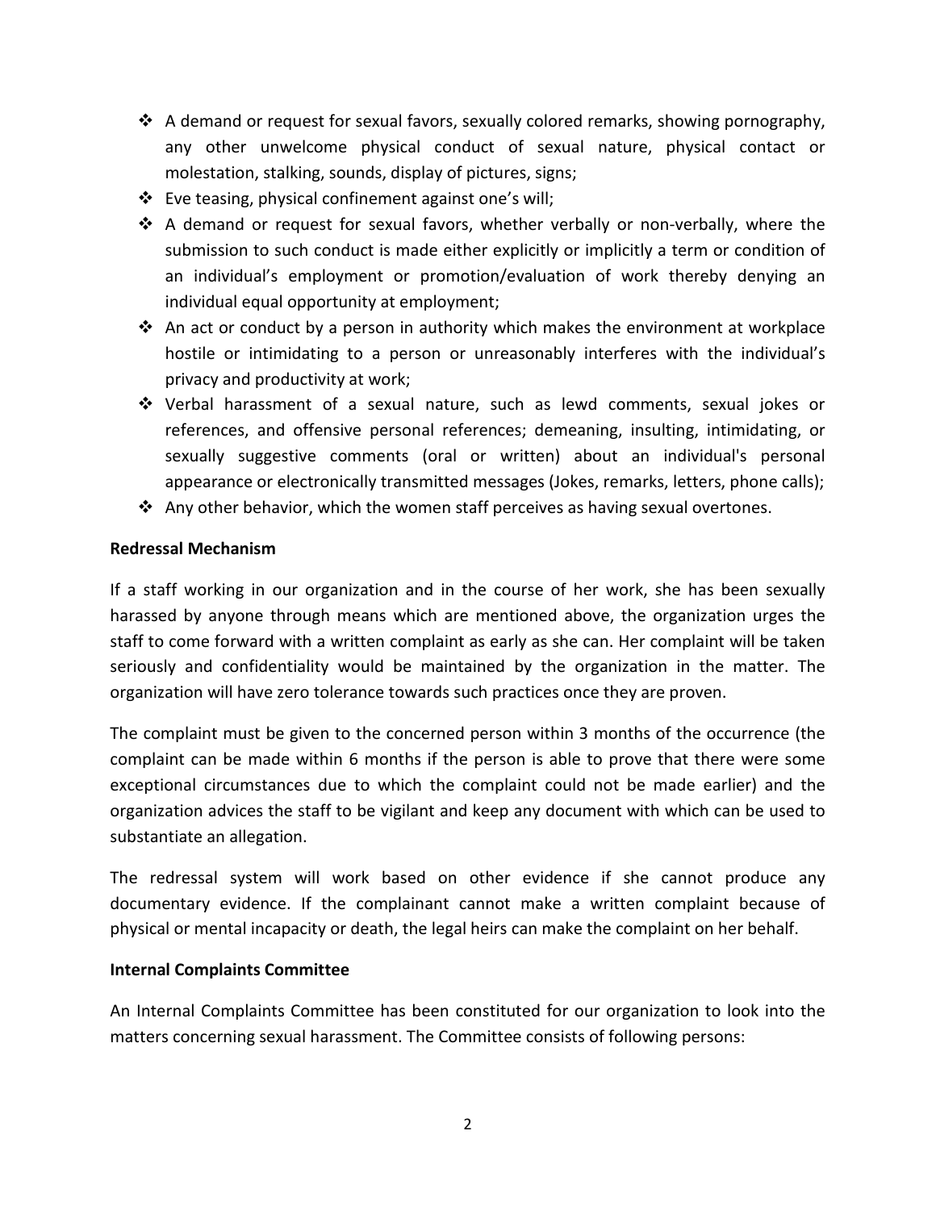- A demand or request for sexual favors, sexually colored remarks, showing pornography, any other unwelcome physical conduct of sexual nature, physical contact or molestation, stalking, sounds, display of pictures, signs;
- Eve teasing, physical confinement against one's will;
- A demand or request for sexual favors, whether verbally or non-verbally, where the submission to such conduct is made either explicitly or implicitly a term or condition of an individual's employment or promotion/evaluation of work thereby denying an individual equal opportunity at employment;
- An act or conduct by a person in authority which makes the environment at workplace hostile or intimidating to a person or unreasonably interferes with the individual's privacy and productivity at work;
- Verbal harassment of a sexual nature, such as lewd comments, sexual jokes or references, and offensive personal references; demeaning, insulting, intimidating, or sexually suggestive comments (oral or written) about an individual's personal appearance or electronically transmitted messages (Jokes, remarks, letters, phone calls);
- Any other behavior, which the women staff perceives as having sexual overtones.

**Redressal Mechanism**

If a staff working in our organization and in the course of her work, she has been sexually harassed by anyone through means which are mentioned above, the organization urges the staff to come forward with a written complaint as early as she can. Her complaint will be taken seriously and confidentiality would be maintained by the organization in the matter. The organization will have zero tolerance towards such practices once they are proven.

The complaint must be given to the concerned person within 3 months of the occurrence (the complaint can be made within 6 months if the person is able to prove that there were some exceptional circumstances due to which the complaint could not be made earlier) and the organization advices the staff to be vigilant and keep any document with which can be used to substantiate an allegation.

The redressal system will work based on other evidence if she cannot produce any documentary evidence. If the complainant cannot make a written complaint because of physical or mental incapacity or death, the legal heirs can make the complaint on her behalf.

**Internal Complaints Committee**

An Internal Complaints Committee has been constituted for our organization to look into the matters concerning sexual harassment. The Committee consists of following persons: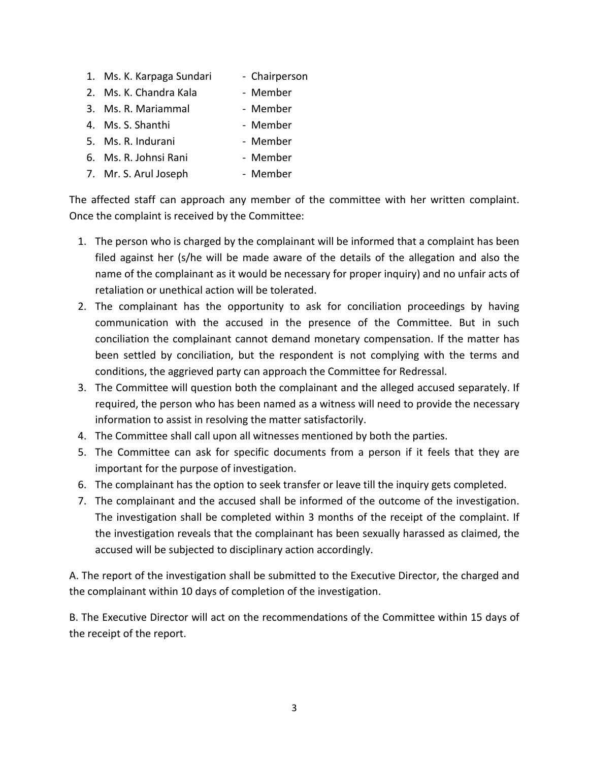1. Ms. K. Karpaga Sundari - Chairperson
2. Ms. K. Chandra Kala - Member
3. Ms. R. Mariammal - Member
4. Ms. S. Shanthi - Member
5. Ms. R. Indurani - Member
6. Ms. R. Johnsi Rani - Member
7. Mr. S. Arul Joseph - Member

The affected staff can approach any member of the committee with her written complaint. Once the complaint is received by the Committee:

1. The person who is charged by the complainant will be informed that a complaint has been filed against her (s/he will be made aware of the details of the allegation and also the name of the complainant as it would be necessary for proper inquiry) and no unfair acts of retaliation or unethical action will be tolerated.
2. The complainant has the opportunity to ask for conciliation proceedings by having communication with the accused in the presence of the Committee. But in such conciliation the complainant cannot demand monetary compensation. If the matter has been settled by conciliation, but the respondent is not complying with the terms and conditions, the aggrieved party can approach the Committee for Redressal.
3. The Committee will question both the complainant and the alleged accused separately. If required, the person who has been named as a witness will need to provide the necessary information to assist in resolving the matter satisfactorily.
4. The Committee shall call upon all witnesses mentioned by both the parties.
5. The Committee can ask for specific documents from a person if it feels that they are important for the purpose of investigation.
6. The complainant has the option to seek transfer or leave till the inquiry gets completed.
7. The complainant and the accused shall be informed of the outcome of the investigation. The investigation shall be completed within 3 months of the receipt of the complaint. If the investigation reveals that the complainant has been sexually harassed as claimed, the accused will be subjected to disciplinary action accordingly.

A. The report of the investigation shall be submitted to the Executive Director, the charged and the complainant within 10 days of completion of the investigation.

B. The Executive Director will act on the recommendations of the Committee within 15 days of the receipt of the report.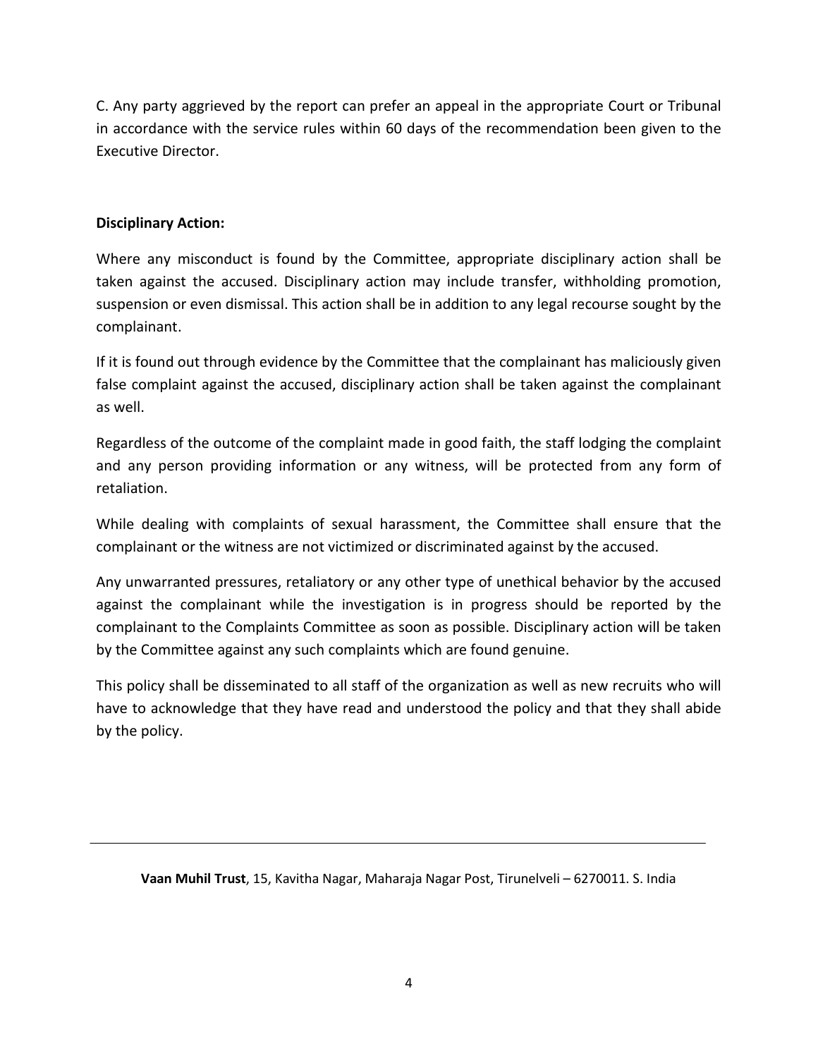C. Any party aggrieved by the report can prefer an appeal in the appropriate Court or Tribunal in accordance with the service rules within 60 days of the recommendation been given to the Executive Director.

**Disciplinary Action:**

Where any misconduct is found by the Committee, appropriate disciplinary action shall be taken against the accused. Disciplinary action may include transfer, withholding promotion, suspension or even dismissal. This action shall be in addition to any legal recourse sought by the complainant.

If it is found out through evidence by the Committee that the complainant has maliciously given false complaint against the accused, disciplinary action shall be taken against the complainant as well.

Regardless of the outcome of the complaint made in good faith, the staff lodging the complaint and any person providing information or any witness, will be protected from any form of retaliation.

While dealing with complaints of sexual harassment, the Committee shall ensure that the complainant or the witness are not victimized or discriminated against by the accused.

Any unwarranted pressures, retaliatory or any other type of unethical behavior by the accused against the complainant while the investigation is in progress should be reported by the complainant to the Complaints Committee as soon as possible. Disciplinary action will be taken by the Committee against any such complaints which are found genuine.

This policy shall be disseminated to all staff of the organization as well as new recruits who will have to acknowledge that they have read and understood the policy and that they shall abide by the policy.